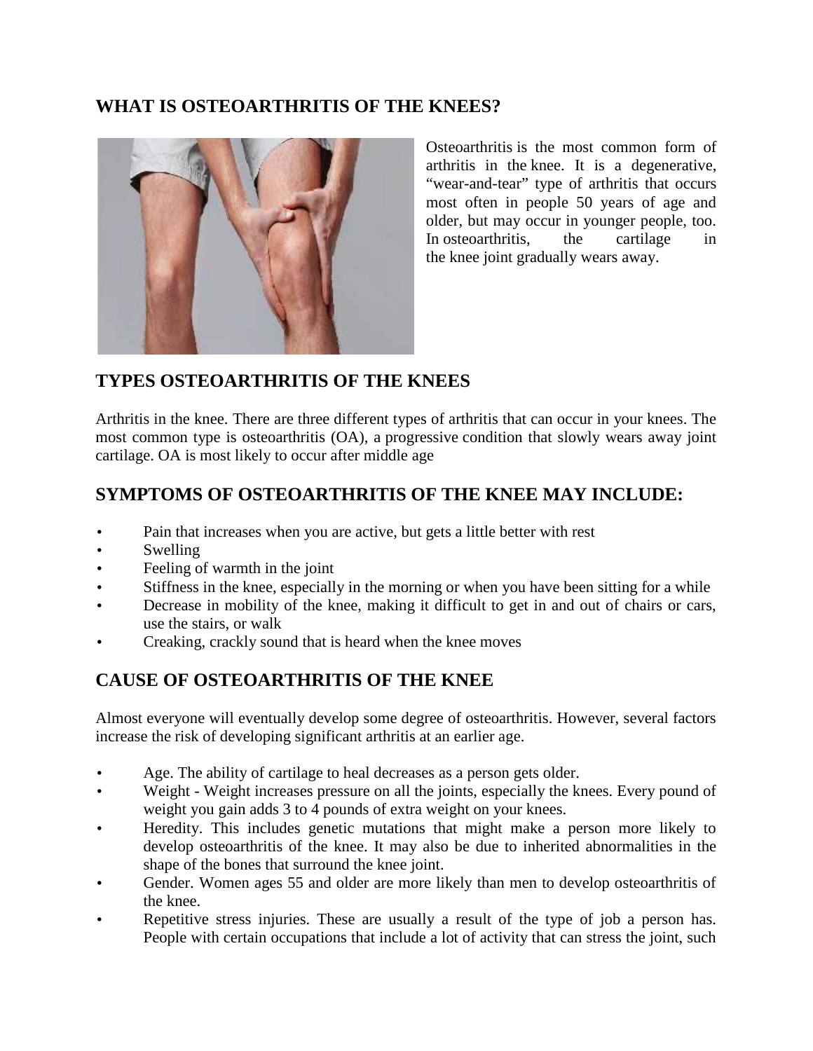## WHAT IS OSTEOARTHRITIS OF THE KNEES?

Osteoarthritis is the most common form of arthritis in the knee. It is a degenerative, "wear-and-tear" type of arthritis that occurs most often in people 50 years of age and older, but may occur in younger people, too. In osteoarthritis, the cartilage in the knee joint gradually wears away.

## TYPES OSTEOARTHRITIS OF THE KNEES

Arthritis in the knee. There are three different types of arthritis that can occur in your knees. The most common type is osteoarthritis (OA), a progressive condition that slowly wears away joint cartilage. OA is most likely to occur after middle age

## SYMPTOMS OF OSTEOARTHRITIS OF THE KNEE MAY INCLUDE:

- Pain that increases when you are active, but gets a little better with rest
- Swelling
- Feeling of warmth in the joint
- Stiffness in the knee, especially in the morning or when you have been sitting for a while
- Decrease in mobility of the knee, making it difficult to get in and out of chairs or cars, use the stairs, or walk
- Creaking, crackly sound that is heard when the knee moves

## CAUSE OF OSTEOARTHRITIS OF THE KNEE

Almost everyone will eventually develop some degree of osteoarthritis. However, several factors increase the risk of developing significant arthritis at an earlier age.

- Age. The ability of cartilage to heal decreases as a person gets older.
- Weight - Weight increases pressure on all the joints, especially the knees. Every pound of weight you gain adds 3 to 4 pounds of extra weight on your knees.
- Heredity. This includes genetic mutations that might make a person more likely to develop osteoarthritis of the knee. It may also be due to inherited abnormalities in the shape of the bones that surround the knee joint.
- Gender. Women ages 55 and older are more likely than men to develop osteoarthritis of the knee.
- Repetitive stress injuries. These are usually a result of the type of job a person has. People with certain occupations that include a lot of activity that can stress the joint, such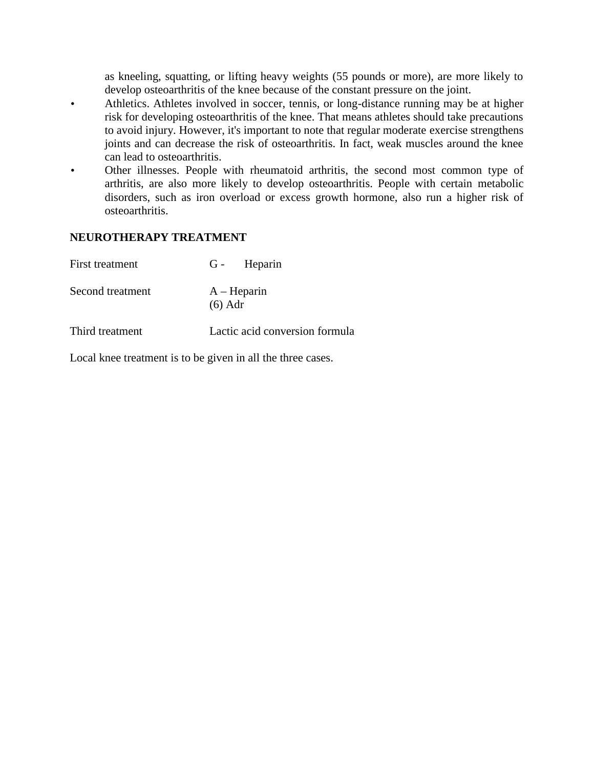as kneeling, squatting, or lifting heavy weights (55 pounds or more), are more likely to develop osteoarthritis of the knee because of the constant pressure on the joint.

- Athletics. Athletes involved in soccer, tennis, or long-distance running may be at higher risk for developing osteoarthritis of the knee. That means athletes should take precautions to avoid injury. However, it's important to note that regular moderate exercise strengthens joints and can decrease the risk of osteoarthritis. In fact, weak muscles around the knee can lead to osteoarthritis.
- Other illnesses. People with rheumatoid arthritis, the second most common type of arthritis, are also more likely to develop osteoarthritis. People with certain metabolic disorders, such as iron overload or excess growth hormone, also run a higher risk of osteoarthritis.

**NEUROTHERAPY TREATMENT**

| | |
|---|---|
| First treatment | G - Heparin |
| Second treatment | A – Heparin<br>(6) Adr |
| Third treatment | Lactic acid conversion formula |

Local knee treatment is to be given in all the three cases.